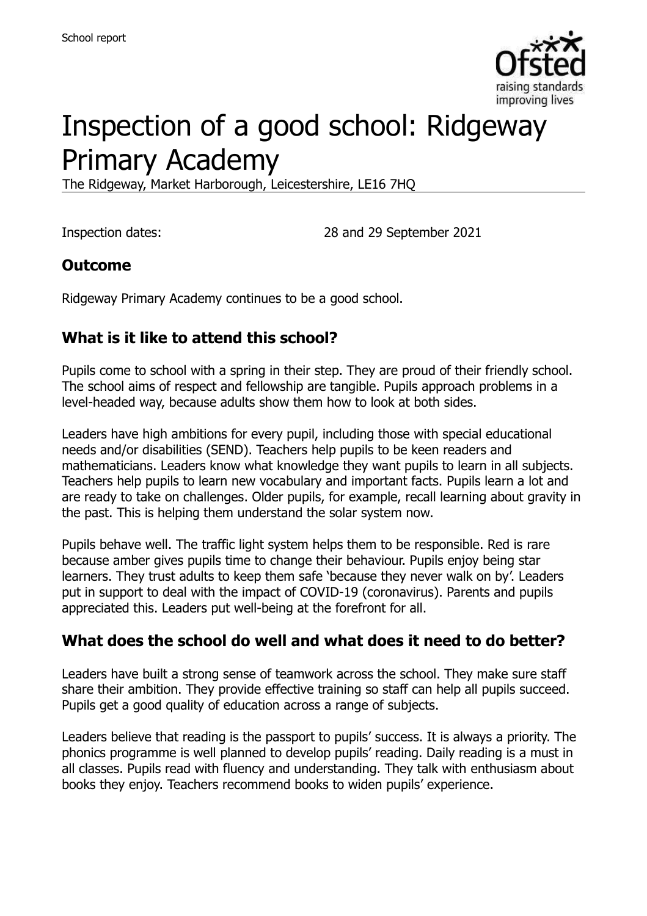School report

# Inspection of a good school: Ridgeway Primary Academy

The Ridgeway, Market Harborough, Leicestershire, LE16 7HQ

Inspection dates: 28 and 29 September 2021

## Outcome

Ridgeway Primary Academy continues to be a good school.

## What is it like to attend this school?

Pupils come to school with a spring in their step. They are proud of their friendly school. The school aims of respect and fellowship are tangible. Pupils approach problems in a level-headed way, because adults show them how to look at both sides.

Leaders have high ambitions for every pupil, including those with special educational needs and/or disabilities (SEND). Teachers help pupils to be keen readers and mathematicians. Leaders know what knowledge they want pupils to learn in all subjects. Teachers help pupils to learn new vocabulary and important facts. Pupils learn a lot and are ready to take on challenges. Older pupils, for example, recall learning about gravity in the past. This is helping them understand the solar system now.

Pupils behave well. The traffic light system helps them to be responsible. Red is rare because amber gives pupils time to change their behaviour. Pupils enjoy being star learners. They trust adults to keep them safe 'because they never walk on by'. Leaders put in support to deal with the impact of COVID-19 (coronavirus). Parents and pupils appreciated this. Leaders put well-being at the forefront for all.

## What does the school do well and what does it need to do better?

Leaders have built a strong sense of teamwork across the school. They make sure staff share their ambition. They provide effective training so staff can help all pupils succeed. Pupils get a good quality of education across a range of subjects.

Leaders believe that reading is the passport to pupils' success. It is always a priority. The phonics programme is well planned to develop pupils' reading. Daily reading is a must in all classes. Pupils read with fluency and understanding. They talk with enthusiasm about books they enjoy. Teachers recommend books to widen pupils' experience.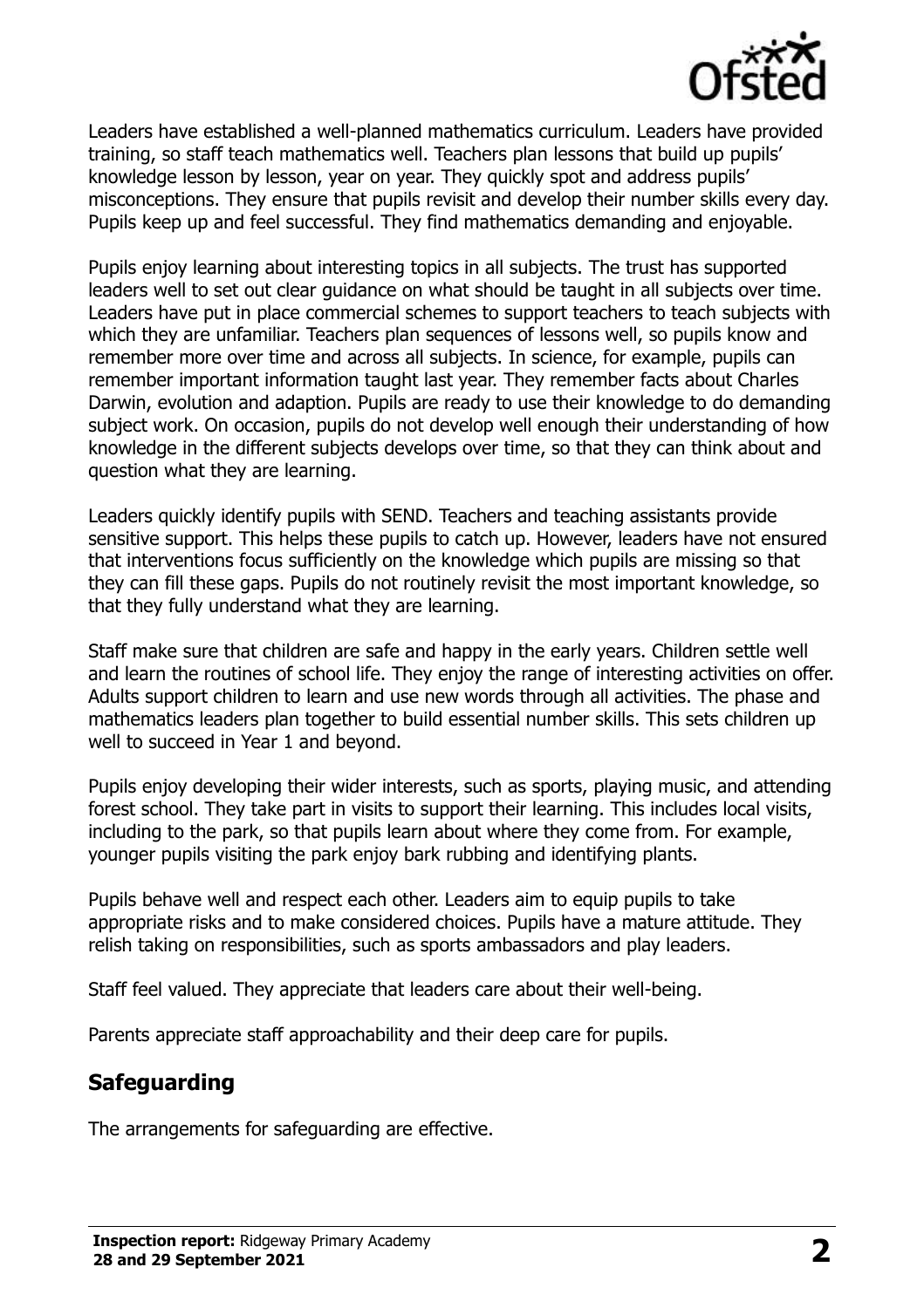Leaders have established a well-planned mathematics curriculum. Leaders have provided training, so staff teach mathematics well. Teachers plan lessons that build up pupils' knowledge lesson by lesson, year on year. They quickly spot and address pupils' misconceptions. They ensure that pupils revisit and develop their number skills every day. Pupils keep up and feel successful. They find mathematics demanding and enjoyable.

Pupils enjoy learning about interesting topics in all subjects. The trust has supported leaders well to set out clear guidance on what should be taught in all subjects over time. Leaders have put in place commercial schemes to support teachers to teach subjects with which they are unfamiliar. Teachers plan sequences of lessons well, so pupils know and remember more over time and across all subjects. In science, for example, pupils can remember important information taught last year. They remember facts about Charles Darwin, evolution and adaption. Pupils are ready to use their knowledge to do demanding subject work. On occasion, pupils do not develop well enough their understanding of how knowledge in the different subjects develops over time, so that they can think about and question what they are learning.

Leaders quickly identify pupils with SEND. Teachers and teaching assistants provide sensitive support. This helps these pupils to catch up. However, leaders have not ensured that interventions focus sufficiently on the knowledge which pupils are missing so that they can fill these gaps. Pupils do not routinely revisit the most important knowledge, so that they fully understand what they are learning.

Staff make sure that children are safe and happy in the early years. Children settle well and learn the routines of school life. They enjoy the range of interesting activities on offer. Adults support children to learn and use new words through all activities. The phase and mathematics leaders plan together to build essential number skills. This sets children up well to succeed in Year 1 and beyond.

Pupils enjoy developing their wider interests, such as sports, playing music, and attending forest school. They take part in visits to support their learning. This includes local visits, including to the park, so that pupils learn about where they come from. For example, younger pupils visiting the park enjoy bark rubbing and identifying plants.

Pupils behave well and respect each other. Leaders aim to equip pupils to take appropriate risks and to make considered choices. Pupils have a mature attitude. They relish taking on responsibilities, such as sports ambassadors and play leaders.

Staff feel valued. They appreciate that leaders care about their well-being.

Parents appreciate staff approachability and their deep care for pupils.

## Safeguarding

The arrangements for safeguarding are effective.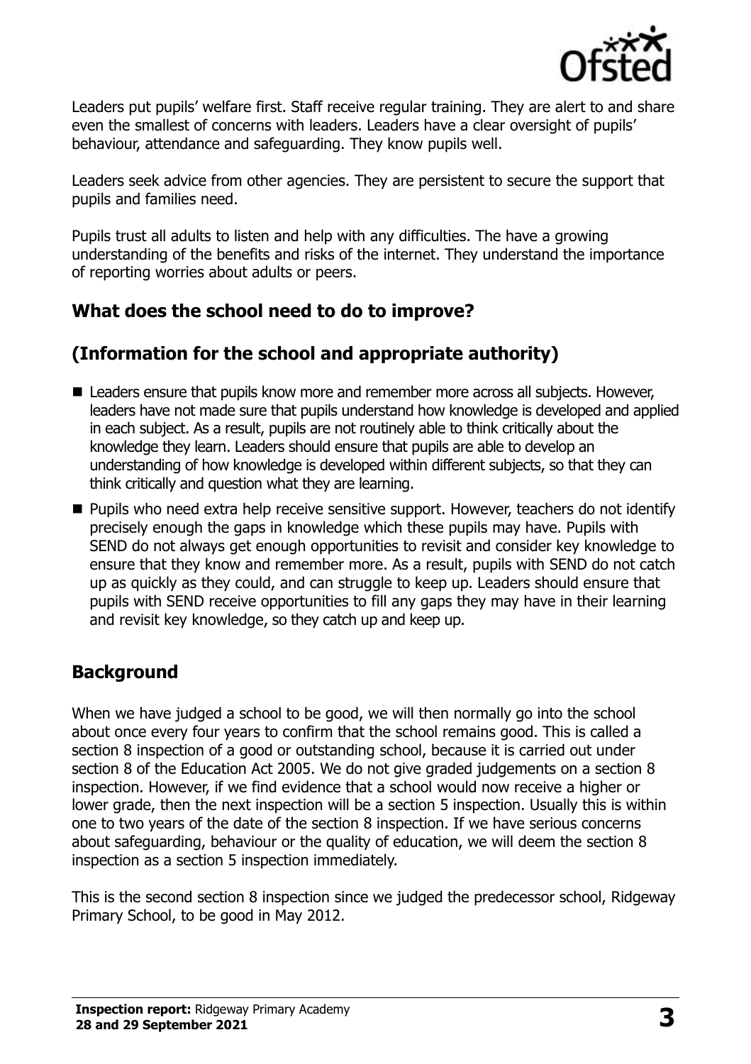Leaders put pupils' welfare first. Staff receive regular training. They are alert to and share even the smallest of concerns with leaders. Leaders have a clear oversight of pupils' behaviour, attendance and safeguarding. They know pupils well.

Leaders seek advice from other agencies. They are persistent to secure the support that pupils and families need.

Pupils trust all adults to listen and help with any difficulties. The have a growing understanding of the benefits and risks of the internet. They understand the importance of reporting worries about adults or peers.

## What does the school need to do to improve?

## (Information for the school and appropriate authority)

- Leaders ensure that pupils know more and remember more across all subjects. However, leaders have not made sure that pupils understand how knowledge is developed and applied in each subject. As a result, pupils are not routinely able to think critically about the knowledge they learn. Leaders should ensure that pupils are able to develop an understanding of how knowledge is developed within different subjects, so that they can think critically and question what they are learning.
- Pupils who need extra help receive sensitive support. However, teachers do not identify precisely enough the gaps in knowledge which these pupils may have. Pupils with SEND do not always get enough opportunities to revisit and consider key knowledge to ensure that they know and remember more. As a result, pupils with SEND do not catch up as quickly as they could, and can struggle to keep up. Leaders should ensure that pupils with SEND receive opportunities to fill any gaps they may have in their learning and revisit key knowledge, so they catch up and keep up.

## Background

When we have judged a school to be good, we will then normally go into the school about once every four years to confirm that the school remains good. This is called a section 8 inspection of a good or outstanding school, because it is carried out under section 8 of the Education Act 2005. We do not give graded judgements on a section 8 inspection. However, if we find evidence that a school would now receive a higher or lower grade, then the next inspection will be a section 5 inspection. Usually this is within one to two years of the date of the section 8 inspection. If we have serious concerns about safeguarding, behaviour or the quality of education, we will deem the section 8 inspection as a section 5 inspection immediately.

This is the second section 8 inspection since we judged the predecessor school, Ridgeway Primary School, to be good in May 2012.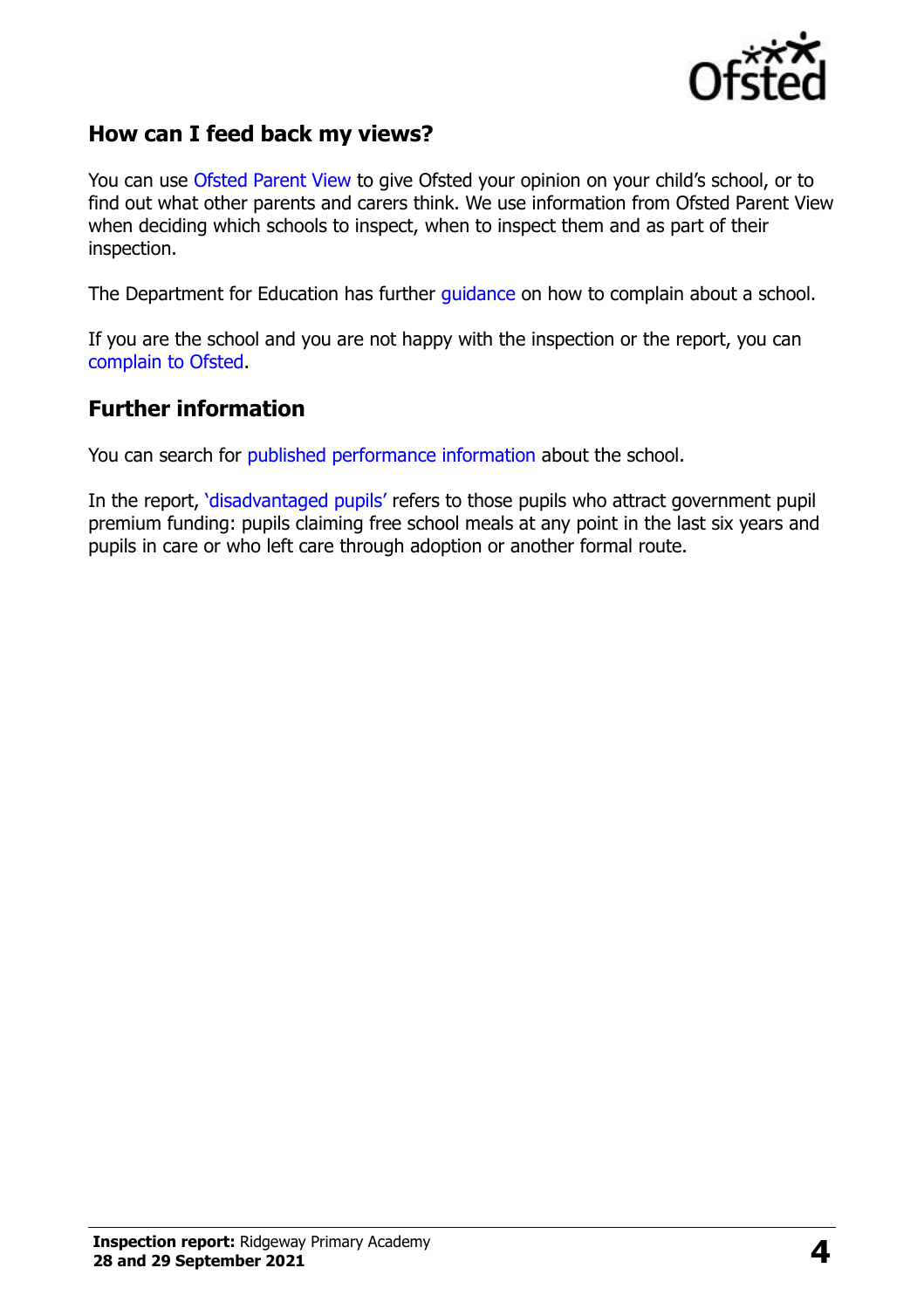## How can I feed back my views?

You can use Ofsted Parent View to give Ofsted your opinion on your child's school, or to find out what other parents and carers think. We use information from Ofsted Parent View when deciding which schools to inspect, when to inspect them and as part of their inspection.

The Department for Education has further guidance on how to complain about a school.

If you are the school and you are not happy with the inspection or the report, you can complain to Ofsted.

## Further information

You can search for published performance information about the school.

In the report, 'disadvantaged pupils' refers to those pupils who attract government pupil premium funding: pupils claiming free school meals at any point in the last six years and pupils in care or who left care through adoption or another formal route.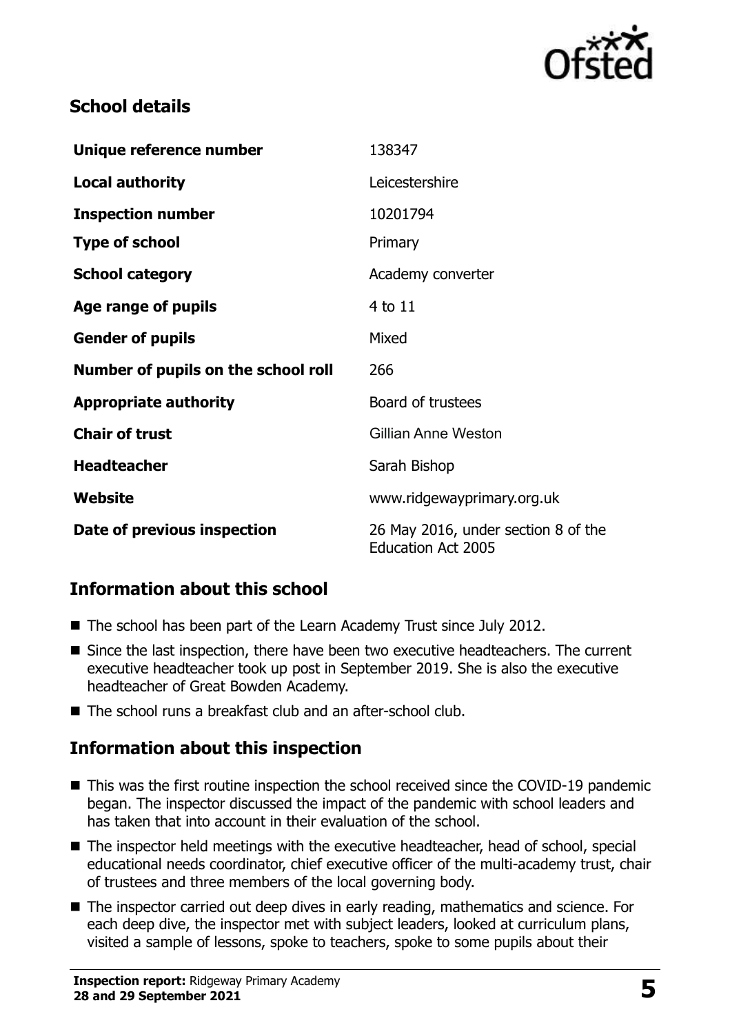## School details

| | |
|---|---|
| **Unique reference number** | 138347 |
| **Local authority** | Leicestershire |
| **Inspection number** | 10201794 |
| **Type of school** | Primary |
| **School category** | Academy converter |
| **Age range of pupils** | 4 to 11 |
| **Gender of pupils** | Mixed |
| **Number of pupils on the school roll** | 266 |
| **Appropriate authority** | Board of trustees |
| **Chair of trust** | Gillian Anne Weston |
| **Headteacher** | Sarah Bishop |
| **Website** | www.ridgewayprimary.org.uk |
| **Date of previous inspection** | 26 May 2016, under section 8 of the Education Act 2005 |

## Information about this school

- The school has been part of the Learn Academy Trust since July 2012.
- Since the last inspection, there have been two executive headteachers. The current executive headteacher took up post in September 2019. She is also the executive headteacher of Great Bowden Academy.
- The school runs a breakfast club and an after-school club.

## Information about this inspection

- This was the first routine inspection the school received since the COVID-19 pandemic began. The inspector discussed the impact of the pandemic with school leaders and has taken that into account in their evaluation of the school.
- The inspector held meetings with the executive headteacher, head of school, special educational needs coordinator, chief executive officer of the multi-academy trust, chair of trustees and three members of the local governing body.
- The inspector carried out deep dives in early reading, mathematics and science. For each deep dive, the inspector met with subject leaders, looked at curriculum plans, visited a sample of lessons, spoke to teachers, spoke to some pupils about their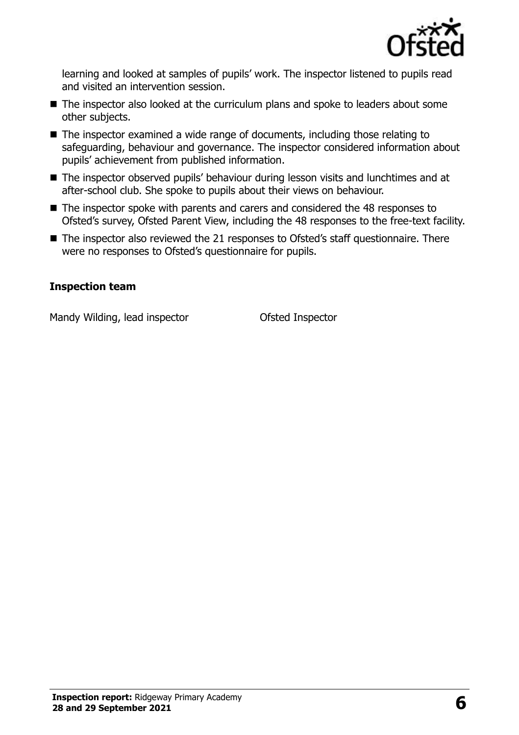learning and looked at samples of pupils' work. The inspector listened to pupils read and visited an intervention session.

- The inspector also looked at the curriculum plans and spoke to leaders about some other subjects.
- The inspector examined a wide range of documents, including those relating to safeguarding, behaviour and governance. The inspector considered information about pupils' achievement from published information.
- The inspector observed pupils' behaviour during lesson visits and lunchtimes and at after-school club. She spoke to pupils about their views on behaviour.
- The inspector spoke with parents and carers and considered the 48 responses to Ofsted's survey, Ofsted Parent View, including the 48 responses to the free-text facility.
- The inspector also reviewed the 21 responses to Ofsted's staff questionnaire. There were no responses to Ofsted's questionnaire for pupils.

### Inspection team

| | |
|---|---|
| Mandy Wilding, lead inspector | Ofsted Inspector |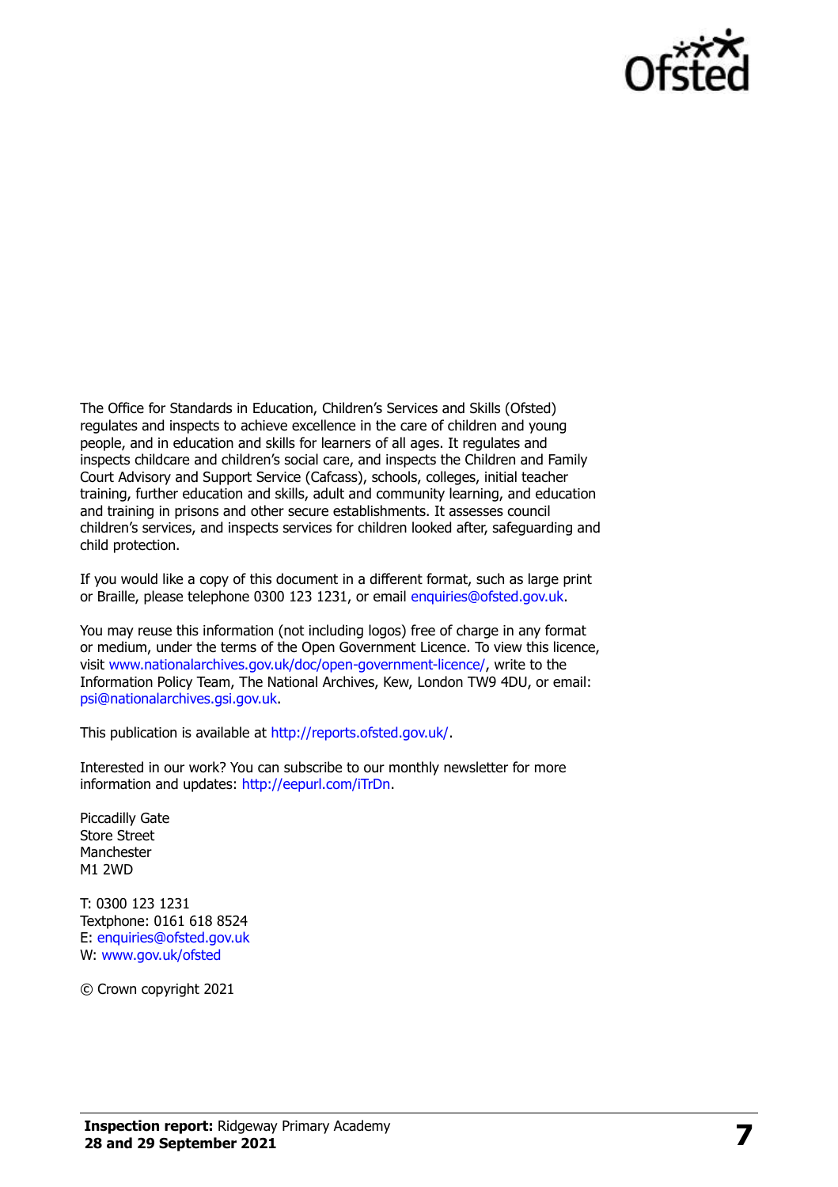The Office for Standards in Education, Children's Services and Skills (Ofsted) regulates and inspects to achieve excellence in the care of children and young people, and in education and skills for learners of all ages. It regulates and inspects childcare and children's social care, and inspects the Children and Family Court Advisory and Support Service (Cafcass), schools, colleges, initial teacher training, further education and skills, adult and community learning, and education and training in prisons and other secure establishments. It assesses council children's services, and inspects services for children looked after, safeguarding and child protection.

If you would like a copy of this document in a different format, such as large print or Braille, please telephone 0300 123 1231, or email enquiries@ofsted.gov.uk.

You may reuse this information (not including logos) free of charge in any format or medium, under the terms of the Open Government Licence. To view this licence, visit www.nationalarchives.gov.uk/doc/open-government-licence/, write to the Information Policy Team, The National Archives, Kew, London TW9 4DU, or email: psi@nationalarchives.gsi.gov.uk.

This publication is available at http://reports.ofsted.gov.uk/.

Interested in our work? You can subscribe to our monthly newsletter for more information and updates: http://eepurl.com/iTrDn.

Piccadilly Gate
Store Street
Manchester
M1 2WD

T: 0300 123 1231
Textphone: 0161 618 8524
E: enquiries@ofsted.gov.uk
W: www.gov.uk/ofsted

© Crown copyright 2021